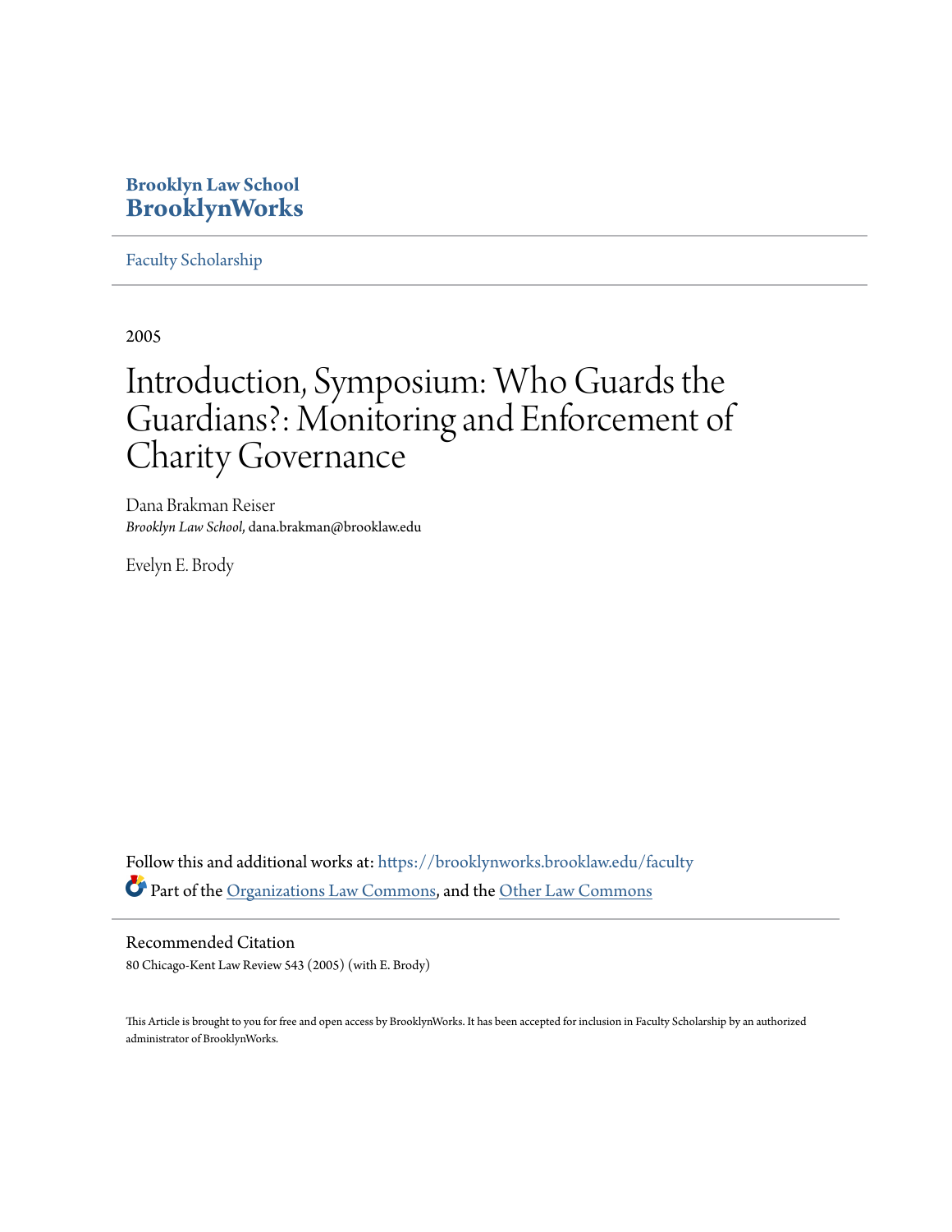**Brooklyn Law School**
**BrooklynWorks**

Faculty Scholarship

---

2005

# Introduction, Symposium: Who Guards the Guardians?: Monitoring and Enforcement of Charity Governance

Dana Brakman Reiser
*Brooklyn Law School*, dana.brakman@brooklaw.edu

Evelyn E. Brody

Follow this and additional works at: https://brooklynworks.brooklaw.edu/faculty

Part of the Organizations Law Commons, and the Other Law Commons

## Recommended Citation

80 Chicago-Kent Law Review 543 (2005) (with E. Brody)

This Article is brought to you for free and open access by BrooklynWorks. It has been accepted for inclusion in Faculty Scholarship by an authorized administrator of BrooklynWorks.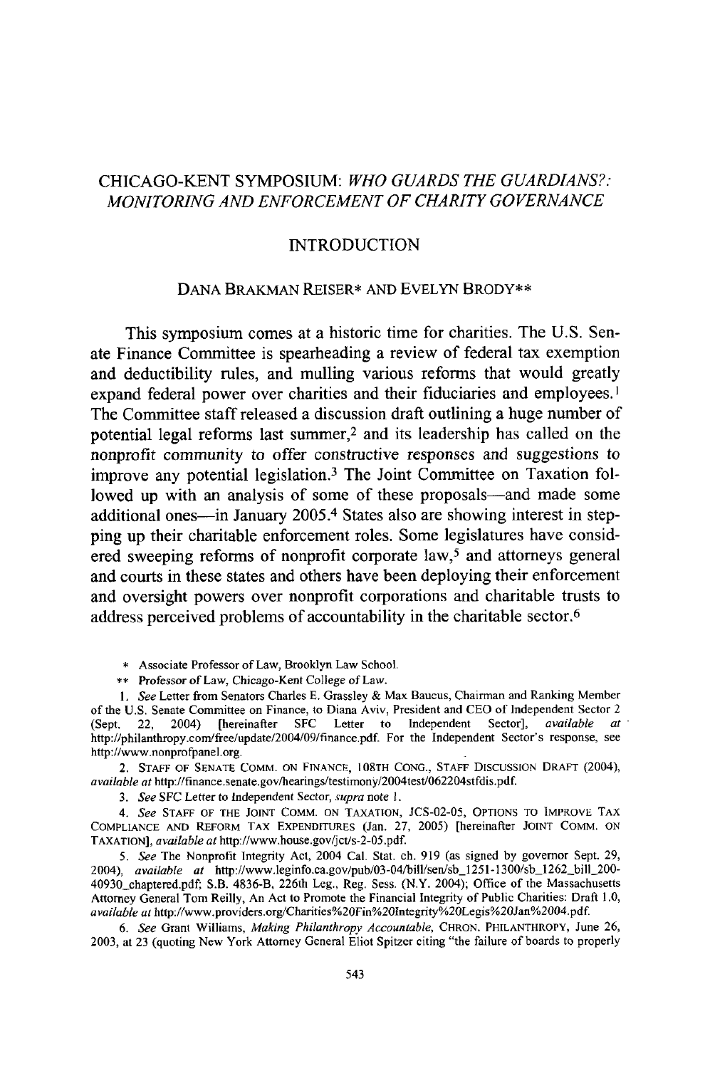# CHICAGO-KENT SYMPOSIUM: *WHO GUARDS THE GUARDIANS?: MONITORING AND ENFORCEMENT OF CHARITY GOVERNANCE*

## INTRODUCTION

DANA BRAKMAN REISER* AND EVELYN BRODY**

This symposium comes at a historic time for charities. The U.S. Senate Finance Committee is spearheading a review of federal tax exemption and deductibility rules, and mulling various reforms that would greatly expand federal power over charities and their fiduciaries and employees.[1] The Committee staff released a discussion draft outlining a huge number of potential legal reforms last summer,[2] and its leadership has called on the nonprofit community to offer constructive responses and suggestions to improve any potential legislation.[3] The Joint Committee on Taxation followed up with an analysis of some of these proposals—and made some additional ones—in January 2005.[4] States also are showing interest in stepping up their charitable enforcement roles. Some legislatures have considered sweeping reforms of nonprofit corporate law,[5] and attorneys general and courts in these states and others have been deploying their enforcement and oversight powers over nonprofit corporations and charitable trusts to address perceived problems of accountability in the charitable sector.[6]

\* Associate Professor of Law, Brooklyn Law School.

\*\* Professor of Law, Chicago-Kent College of Law.

1. *See* Letter from Senators Charles E. Grassley & Max Baucus, Chairman and Ranking Member of the U.S. Senate Committee on Finance, to Diana Aviv, President and CEO of Independent Sector 2 (Sept. 22, 2004) [hereinafter SFC Letter to Independent Sector], *available at* http://philanthropy.com/free/update/2004/09/finance.pdf. For the Independent Sector's response, see http://www.nonprofpanel.org.

2. STAFF OF SENATE COMM. ON FINANCE, 108TH CONG., STAFF DISCUSSION DRAFT (2004), *available at* http://finance.senate.gov/hearings/testimony/2004test/062204stfdis.pdf.

3. *See* SFC Letter to Independent Sector, *supra* note 1.

4. *See* STAFF OF THE JOINT COMM. ON TAXATION, JCS-02-05, OPTIONS TO IMPROVE TAX COMPLIANCE AND REFORM TAX EXPENDITURES (Jan. 27, 2005) [hereinafter JOINT COMM. ON TAXATION], *available at* http://www.house.gov/jct/s-2-05.pdf.

5. *See* The Nonprofit Integrity Act, 2004 Cal. Stat. ch. 919 (as signed by governor Sept. 29, 2004), *available at* http://www.leginfo.ca.gov/pub/03-04/bill/sen/sb_1251-1300/sb_1262_bill_20040930_chaptered.pdf; S.B. 4836-B, 226th Leg., Reg. Sess. (N.Y. 2004); Office of the Massachusetts Attorney General Tom Reilly, An Act to Promote the Financial Integrity of Public Charities: Draft 1.0, *available at* http://www.providers.org/Charities%20Fin%20Integrity%20Legis%20Jan%2004.pdf.

6. *See* Grant Williams, *Making Philanthropy Accountable*, CHRON. PHILANTHROPY, June 26, 2003, at 23 (quoting New York Attorney General Eliot Spitzer citing "the failure of boards to properly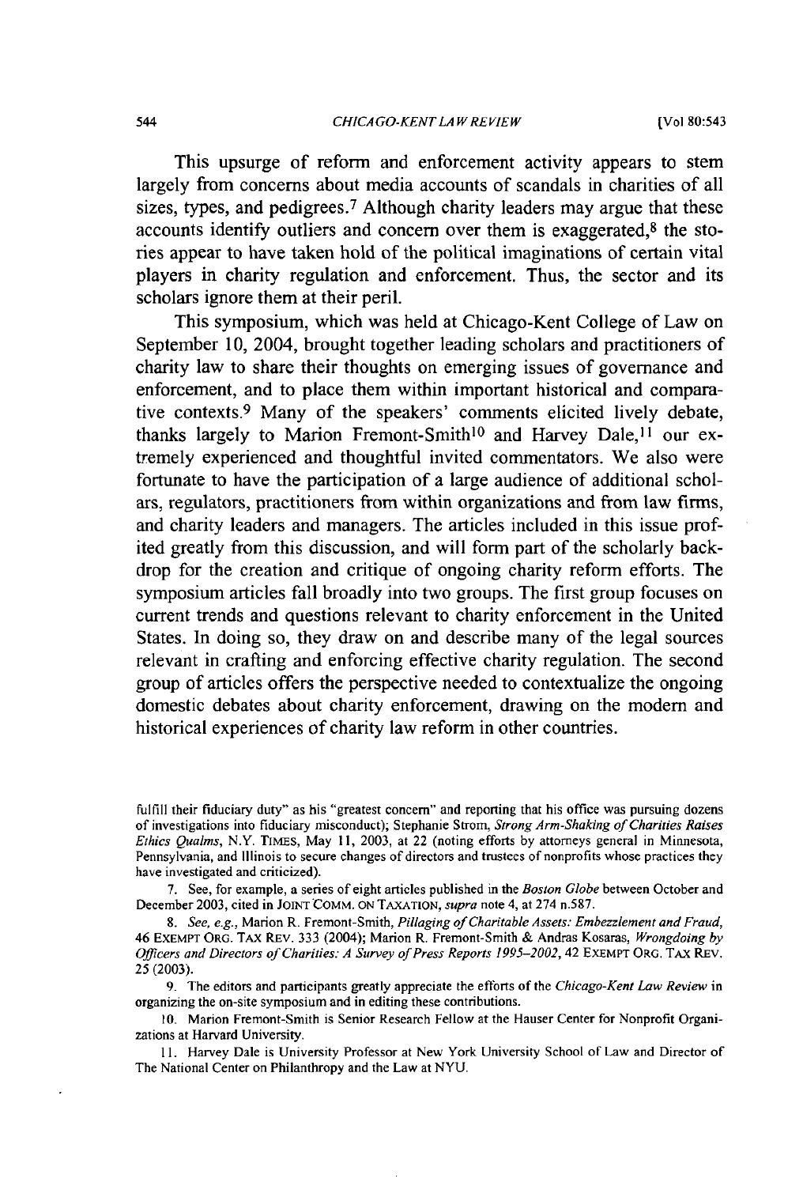This upsurge of reform and enforcement activity appears to stem largely from concerns about media accounts of scandals in charities of all sizes, types, and pedigrees.[7] Although charity leaders may argue that these accounts identify outliers and concern over them is exaggerated,[8] the stories appear to have taken hold of the political imaginations of certain vital players in charity regulation and enforcement. Thus, the sector and its scholars ignore them at their peril.

This symposium, which was held at Chicago-Kent College of Law on September 10, 2004, brought together leading scholars and practitioners of charity law to share their thoughts on emerging issues of governance and enforcement, and to place them within important historical and comparative contexts.[9] Many of the speakers' comments elicited lively debate, thanks largely to Marion Fremont-Smith[10] and Harvey Dale,[11] our extremely experienced and thoughtful invited commentators. We also were fortunate to have the participation of a large audience of additional scholars, regulators, practitioners from within organizations and from law firms, and charity leaders and managers. The articles included in this issue profited greatly from this discussion, and will form part of the scholarly backdrop for the creation and critique of ongoing charity reform efforts. The symposium articles fall broadly into two groups. The first group focuses on current trends and questions relevant to charity enforcement in the United States. In doing so, they draw on and describe many of the legal sources relevant in crafting and enforcing effective charity regulation. The second group of articles offers the perspective needed to contextualize the ongoing domestic debates about charity enforcement, drawing on the modern and historical experiences of charity law reform in other countries.

---

fulfill their fiduciary duty" as his "greatest concern" and reporting that his office was pursuing dozens of investigations into fiduciary misconduct); Stephanie Strom, *Strong Arm-Shaking of Charities Raises Ethics Qualms*, N.Y. TIMES, May 11, 2003, at 22 (noting efforts by attorneys general in Minnesota, Pennsylvania, and Illinois to secure changes of directors and trustees of nonprofits whose practices they have investigated and criticized).

7. See, for example, a series of eight articles published in the *Boston Globe* between October and December 2003, cited in JOINT COMM. ON TAXATION, *supra* note 4, at 274 n.587.

8. *See, e.g.*, Marion R. Fremont-Smith, *Pillaging of Charitable Assets: Embezzlement and Fraud*, 46 EXEMPT ORG. TAX REV. 333 (2004); Marion R. Fremont-Smith & Andras Kosaras, *Wrongdoing by Officers and Directors of Charities: A Survey of Press Reports 1995–2002*, 42 EXEMPT ORG. TAX REV. 25 (2003).

9. The editors and participants greatly appreciate the efforts of the *Chicago-Kent Law Review* in organizing the on-site symposium and in editing these contributions.

10. Marion Fremont-Smith is Senior Research Fellow at the Hauser Center for Nonprofit Organizations at Harvard University.

11. Harvey Dale is University Professor at New York University School of Law and Director of The National Center on Philanthropy and the Law at NYU.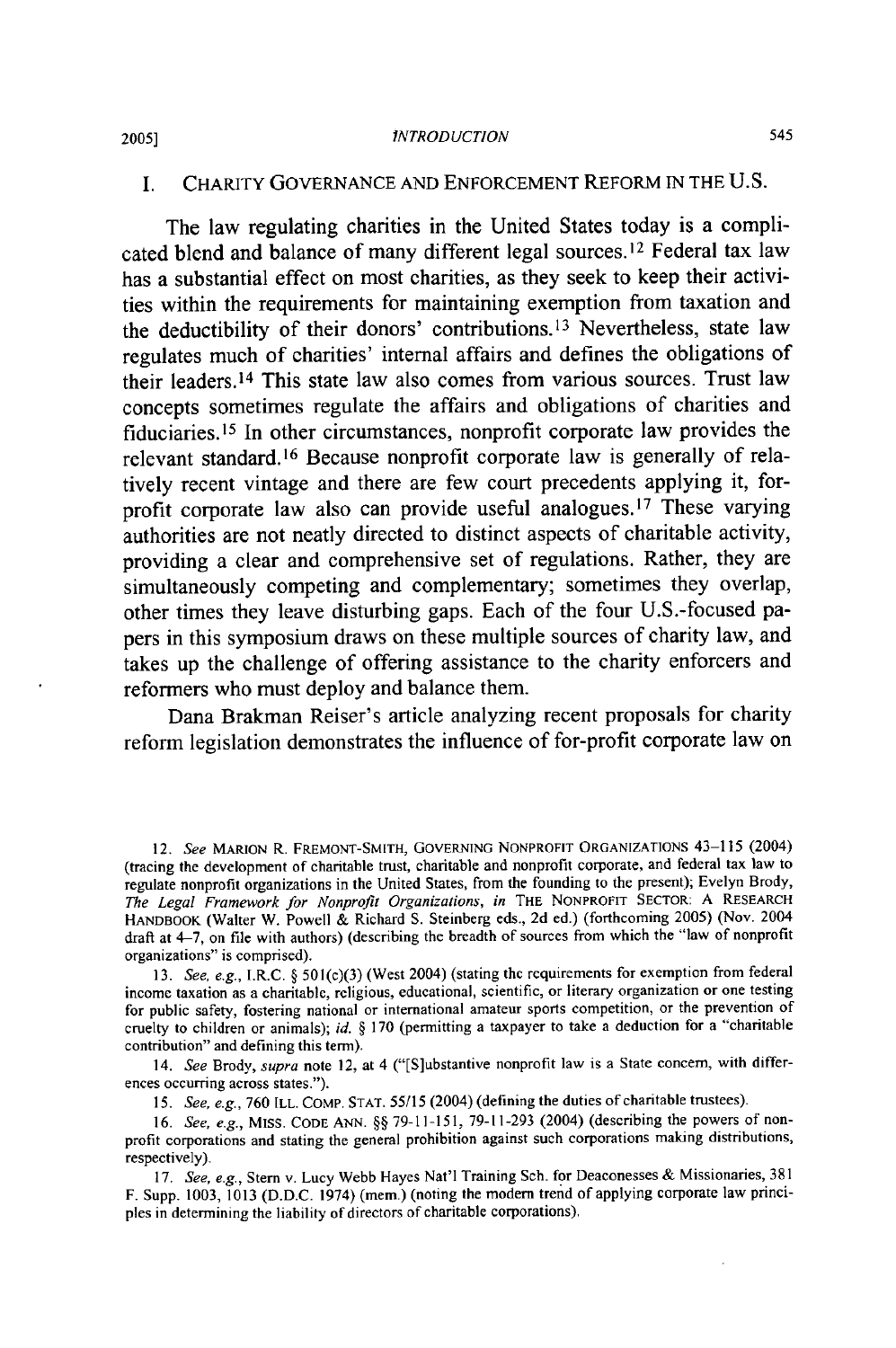## I. CHARITY GOVERNANCE AND ENFORCEMENT REFORM IN THE U.S.

The law regulating charities in the United States today is a complicated blend and balance of many different legal sources.[12] Federal tax law has a substantial effect on most charities, as they seek to keep their activities within the requirements for maintaining exemption from taxation and the deductibility of their donors' contributions.[13] Nevertheless, state law regulates much of charities' internal affairs and defines the obligations of their leaders.[14] This state law also comes from various sources. Trust law concepts sometimes regulate the affairs and obligations of charities and fiduciaries.[15] In other circumstances, nonprofit corporate law provides the relevant standard.[16] Because nonprofit corporate law is generally of relatively recent vintage and there are few court precedents applying it, for-profit corporate law also can provide useful analogues.[17] These varying authorities are not neatly directed to distinct aspects of charitable activity, providing a clear and comprehensive set of regulations. Rather, they are simultaneously competing and complementary; sometimes they overlap, other times they leave disturbing gaps. Each of the four U.S.-focused papers in this symposium draws on these multiple sources of charity law, and takes up the challenge of offering assistance to the charity enforcers and reformers who must deploy and balance them.

Dana Brakman Reiser's article analyzing recent proposals for charity reform legislation demonstrates the influence of for-profit corporate law on

---

12. *See* MARION R. FREMONT-SMITH, GOVERNING NONPROFIT ORGANIZATIONS 43–115 (2004) (tracing the development of charitable trust, charitable and nonprofit corporate, and federal tax law to regulate nonprofit organizations in the United States, from the founding to the present); Evelyn Brody, *The Legal Framework for Nonprofit Organizations*, *in* THE NONPROFIT SECTOR: A RESEARCH HANDBOOK (Walter W. Powell & Richard S. Steinberg eds., 2d ed.) (forthcoming 2005) (Nov. 2004 draft at 4–7, on file with authors) (describing the breadth of sources from which the "law of nonprofit organizations" is comprised).

13. *See, e.g.*, I.R.C. § 501(c)(3) (West 2004) (stating the requirements for exemption from federal income taxation as a charitable, religious, educational, scientific, or literary organization or one testing for public safety, fostering national or international amateur sports competition, or the prevention of cruelty to children or animals); *id.* § 170 (permitting a taxpayer to take a deduction for a "charitable contribution" and defining this term).

14. *See* Brody, *supra* note 12, at 4 ("[S]ubstantive nonprofit law is a State concern, with differences occurring across states.").

15. *See, e.g.*, 760 ILL. COMP. STAT. 55/15 (2004) (defining the duties of charitable trustees).

16. *See, e.g.*, MISS. CODE ANN. §§ 79-11-151, 79-11-293 (2004) (describing the powers of nonprofit corporations and stating the general prohibition against such corporations making distributions, respectively).

17. *See, e.g.*, Stern v. Lucy Webb Hayes Nat'l Training Sch. for Deaconesses & Missionaries, 381 F. Supp. 1003, 1013 (D.D.C. 1974) (mem.) (noting the modern trend of applying corporate law principles in determining the liability of directors of charitable corporations).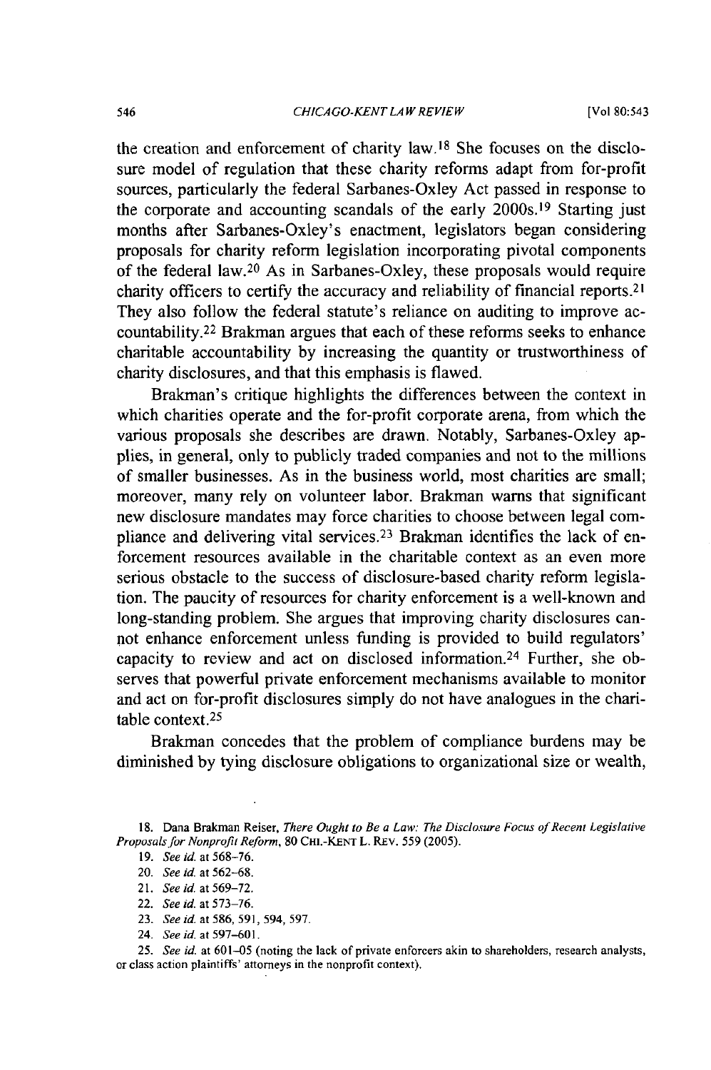the creation and enforcement of charity law.[18] She focuses on the disclosure model of regulation that these charity reforms adapt from for-profit sources, particularly the federal Sarbanes-Oxley Act passed in response to the corporate and accounting scandals of the early 2000s.[19] Starting just months after Sarbanes-Oxley's enactment, legislators began considering proposals for charity reform legislation incorporating pivotal components of the federal law.[20] As in Sarbanes-Oxley, these proposals would require charity officers to certify the accuracy and reliability of financial reports.[21] They also follow the federal statute's reliance on auditing to improve accountability.[22] Brakman argues that each of these reforms seeks to enhance charitable accountability by increasing the quantity or trustworthiness of charity disclosures, and that this emphasis is flawed.

Brakman's critique highlights the differences between the context in which charities operate and the for-profit corporate arena, from which the various proposals she describes are drawn. Notably, Sarbanes-Oxley applies, in general, only to publicly traded companies and not to the millions of smaller businesses. As in the business world, most charities are small; moreover, many rely on volunteer labor. Brakman warns that significant new disclosure mandates may force charities to choose between legal compliance and delivering vital services.[23] Brakman identifies the lack of enforcement resources available in the charitable context as an even more serious obstacle to the success of disclosure-based charity reform legislation. The paucity of resources for charity enforcement is a well-known and long-standing problem. She argues that improving charity disclosures cannot enhance enforcement unless funding is provided to build regulators' capacity to review and act on disclosed information.[24] Further, she observes that powerful private enforcement mechanisms available to monitor and act on for-profit disclosures simply do not have analogues in the charitable context.[25]

Brakman concedes that the problem of compliance burdens may be diminished by tying disclosure obligations to organizational size or wealth,

---

18. Dana Brakman Reiser, *There Ought to Be a Law: The Disclosure Focus of Recent Legislative Proposals for Nonprofit Reform*, 80 CHI.-KENT L. REV. 559 (2005).

19. *See id.* at 568–76.

20. *See id.* at 562–68.

21. *See id.* at 569–72.

22. *See id.* at 573–76.

23. *See id.* at 586, 591, 594, 597.

24. *See id.* at 597–601.

25. *See id.* at 601–05 (noting the lack of private enforcers akin to shareholders, research analysts, or class action plaintiffs' attorneys in the nonprofit context).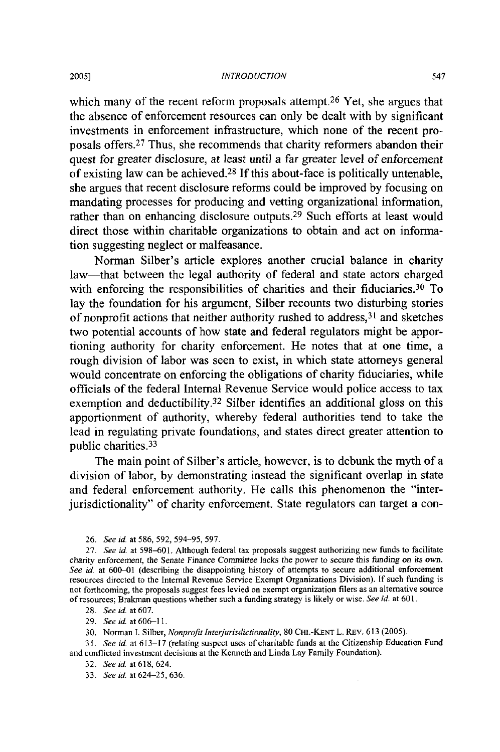which many of the recent reform proposals attempt.[26] Yet, she argues that the absence of enforcement resources can only be dealt with by significant investments in enforcement infrastructure, which none of the recent proposals offers.[27] Thus, she recommends that charity reformers abandon their quest for greater disclosure, at least until a far greater level of enforcement of existing law can be achieved.[28] If this about-face is politically untenable, she argues that recent disclosure reforms could be improved by focusing on mandating processes for producing and vetting organizational information, rather than on enhancing disclosure outputs.[29] Such efforts at least would direct those within charitable organizations to obtain and act on information suggesting neglect or malfeasance.

Norman Silber's article explores another crucial balance in charity law—that between the legal authority of federal and state actors charged with enforcing the responsibilities of charities and their fiduciaries.[30] To lay the foundation for his argument, Silber recounts two disturbing stories of nonprofit actions that neither authority rushed to address,[31] and sketches two potential accounts of how state and federal regulators might be apportioning authority for charity enforcement. He notes that at one time, a rough division of labor was seen to exist, in which state attorneys general would concentrate on enforcing the obligations of charity fiduciaries, while officials of the federal Internal Revenue Service would police access to tax exemption and deductibility.[32] Silber identifies an additional gloss on this apportionment of authority, whereby federal authorities tend to take the lead in regulating private foundations, and states direct greater attention to public charities.[33]

The main point of Silber's article, however, is to debunk the myth of a division of labor, by demonstrating instead the significant overlap in state and federal enforcement authority. He calls this phenomenon the "interjurisdictionality" of charity enforcement. State regulators can target a con-

26. *See id.* at 586, 592, 594–95, 597.

27. *See id.* at 598–601. Although federal tax proposals suggest authorizing new funds to facilitate charity enforcement, the Senate Finance Committee lacks the power to secure this funding on its own. *See id.* at 600–01 (describing the disappointing history of attempts to secure additional enforcement resources directed to the Internal Revenue Service Exempt Organizations Division). If such funding is not forthcoming, the proposals suggest fees levied on exempt organization filers as an alternative source of resources; Brakman questions whether such a funding strategy is likely or wise. *See id.* at 601.

28. *See id.* at 607.

29. *See id.* at 606–11.

30. Norman I. Silber, *Nonprofit Interjurisdictionality*, 80 CHI.-KENT L. REV. 613 (2005).

31. *See id.* at 613–17 (relating suspect uses of charitable funds at the Citizenship Education Fund and conflicted investment decisions at the Kenneth and Linda Lay Family Foundation).

32. *See id.* at 618, 624.

33. *See id.* at 624–25, 636.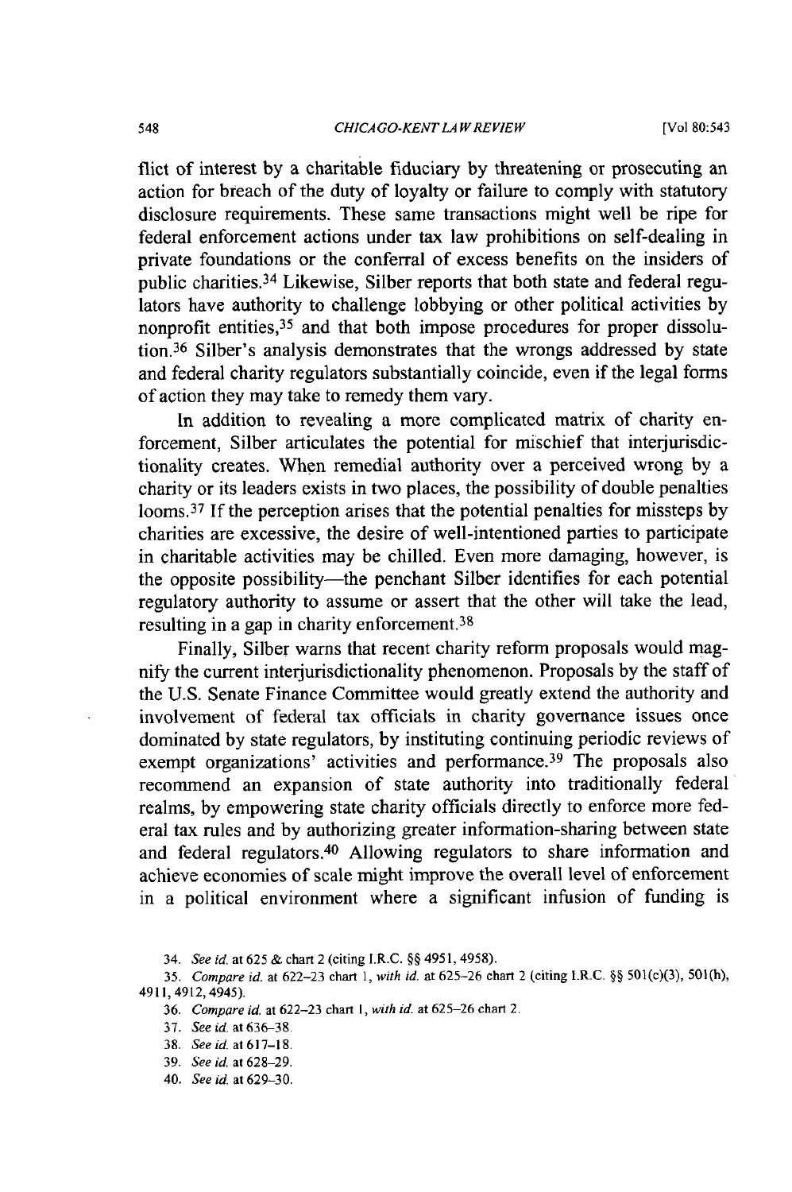flict of interest by a charitable fiduciary by threatening or prosecuting an action for breach of the duty of loyalty or failure to comply with statutory disclosure requirements. These same transactions might well be ripe for federal enforcement actions under tax law prohibitions on self-dealing in private foundations or the conferral of excess benefits on the insiders of public charities.[34] Likewise, Silber reports that both state and federal regulators have authority to challenge lobbying or other political activities by nonprofit entities,[35] and that both impose procedures for proper dissolution.[36] Silber's analysis demonstrates that the wrongs addressed by state and federal charity regulators substantially coincide, even if the legal forms of action they may take to remedy them vary.

In addition to revealing a more complicated matrix of charity enforcement, Silber articulates the potential for mischief that interjurisdictionality creates. When remedial authority over a perceived wrong by a charity or its leaders exists in two places, the possibility of double penalties looms.[37] If the perception arises that the potential penalties for missteps by charities are excessive, the desire of well-intentioned parties to participate in charitable activities may be chilled. Even more damaging, however, is the opposite possibility—the penchant Silber identifies for each potential regulatory authority to assume or assert that the other will take the lead, resulting in a gap in charity enforcement.[38]

Finally, Silber warns that recent charity reform proposals would magnify the current interjurisdictionality phenomenon. Proposals by the staff of the U.S. Senate Finance Committee would greatly extend the authority and involvement of federal tax officials in charity governance issues once dominated by state regulators, by instituting continuing periodic reviews of exempt organizations' activities and performance.[39] The proposals also recommend an expansion of state authority into traditionally federal realms, by empowering state charity officials directly to enforce more federal tax rules and by authorizing greater information-sharing between state and federal regulators.[40] Allowing regulators to share information and achieve economies of scale might improve the overall level of enforcement in a political environment where a significant infusion of funding is

34. *See id.* at 625 & chart 2 (citing I.R.C. §§ 4951, 4958).

35. *Compare id.* at 622–23 chart 1, *with id.* at 625–26 chart 2 (citing I.R.C. §§ 501(c)(3), 501(h), 4911, 4912, 4945).

36. *Compare id.* at 622–23 chart 1, *with id.* at 625–26 chart 2.

37. *See id.* at 636–38.

38. *See id.* at 617–18.

39. *See id.* at 628–29.

40. *See id.* at 629–30.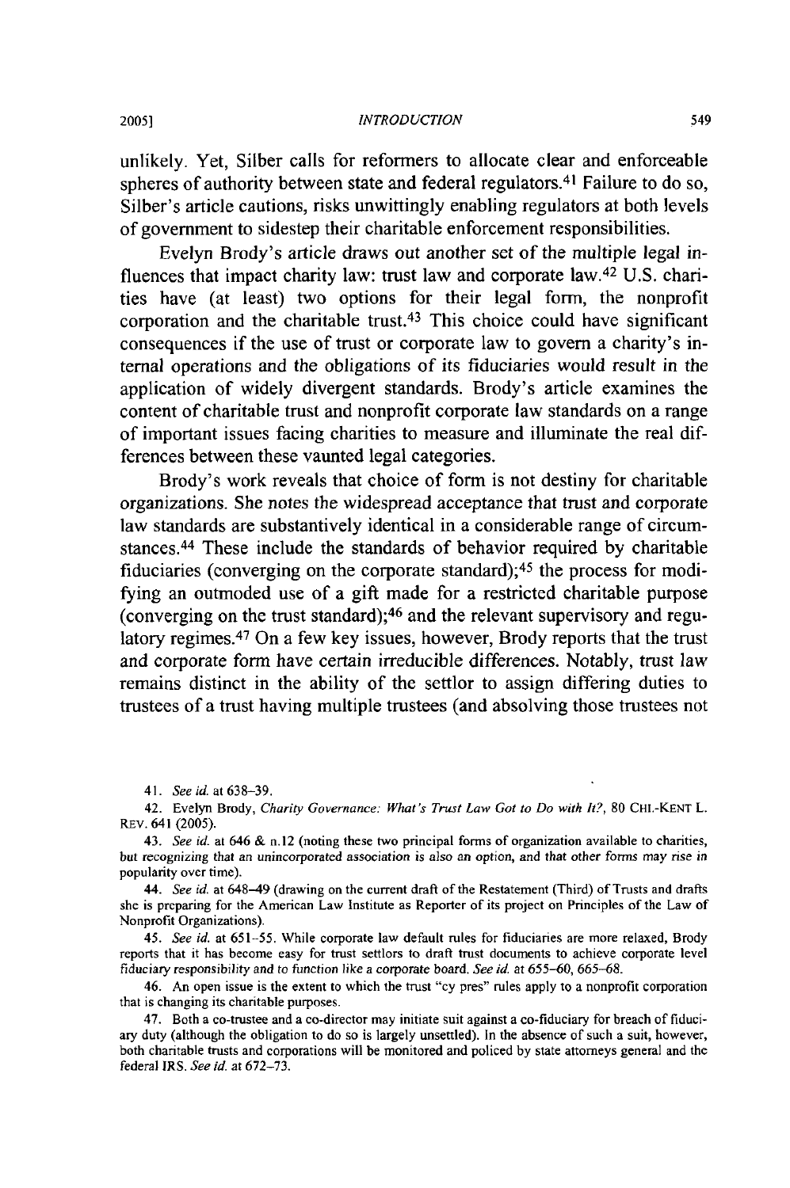unlikely. Yet, Silber calls for reformers to allocate clear and enforceable spheres of authority between state and federal regulators.[41] Failure to do so, Silber's article cautions, risks unwittingly enabling regulators at both levels of government to sidestep their charitable enforcement responsibilities.

Evelyn Brody's article draws out another set of the multiple legal influences that impact charity law: trust law and corporate law.[42] U.S. charities have (at least) two options for their legal form, the nonprofit corporation and the charitable trust.[43] This choice could have significant consequences if the use of trust or corporate law to govern a charity's internal operations and the obligations of its fiduciaries would result in the application of widely divergent standards. Brody's article examines the content of charitable trust and nonprofit corporate law standards on a range of important issues facing charities to measure and illuminate the real differences between these vaunted legal categories.

Brody's work reveals that choice of form is not destiny for charitable organizations. She notes the widespread acceptance that trust and corporate law standards are substantively identical in a considerable range of circumstances.[44] These include the standards of behavior required by charitable fiduciaries (converging on the corporate standard);[45] the process for modifying an outmoded use of a gift made for a restricted charitable purpose (converging on the trust standard);[46] and the relevant supervisory and regulatory regimes.[47] On a few key issues, however, Brody reports that the trust and corporate form have certain irreducible differences. Notably, trust law remains distinct in the ability of the settlor to assign differing duties to trustees of a trust having multiple trustees (and absolving those trustees not

41. *See id.* at 638–39.

42. Evelyn Brody, *Charity Governance: What's Trust Law Got to Do with It?*, 80 CHI.-KENT L. REV. 641 (2005).

43. *See id.* at 646 & n.12 (noting these two principal forms of organization available to charities, but recognizing that an unincorporated association is also an option, and that other forms may rise in popularity over time).

44. *See id.* at 648–49 (drawing on the current draft of the Restatement (Third) of Trusts and drafts she is preparing for the American Law Institute as Reporter of its project on Principles of the Law of Nonprofit Organizations).

45. *See id.* at 651–55. While corporate law default rules for fiduciaries are more relaxed, Brody reports that it has become easy for trust settlors to draft trust documents to achieve corporate level fiduciary responsibility and to function like a corporate board. *See id.* at 655–60, 665–68.

46. An open issue is the extent to which the trust "cy pres" rules apply to a nonprofit corporation that is changing its charitable purposes.

47. Both a co-trustee and a co-director may initiate suit against a co-fiduciary for breach of fiduciary duty (although the obligation to do so is largely unsettled). In the absence of such a suit, however, both charitable trusts and corporations will be monitored and policed by state attorneys general and the federal IRS. *See id.* at 672–73.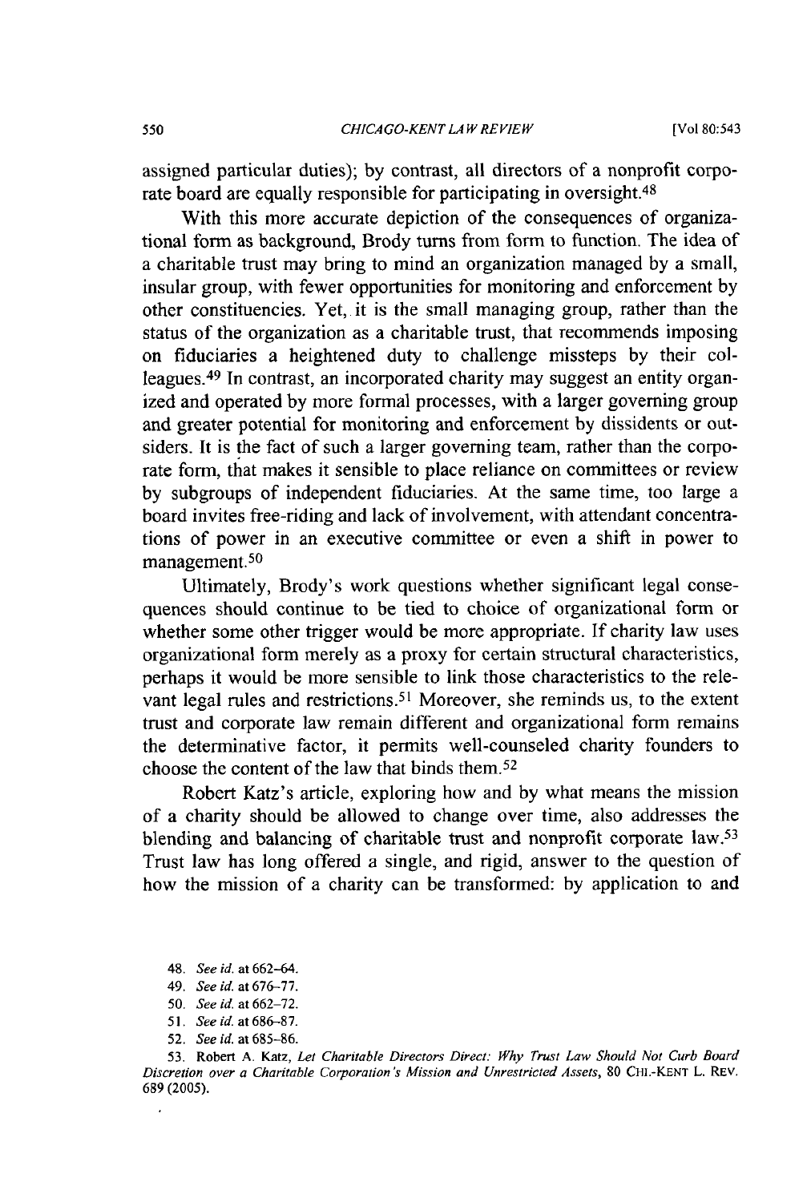assigned particular duties); by contrast, all directors of a nonprofit corporate board are equally responsible for participating in oversight.[48]

With this more accurate depiction of the consequences of organizational form as background, Brody turns from form to function. The idea of a charitable trust may bring to mind an organization managed by a small, insular group, with fewer opportunities for monitoring and enforcement by other constituencies. Yet, it is the small managing group, rather than the status of the organization as a charitable trust, that recommends imposing on fiduciaries a heightened duty to challenge missteps by their colleagues.[49] In contrast, an incorporated charity may suggest an entity organized and operated by more formal processes, with a larger governing group and greater potential for monitoring and enforcement by dissidents or outsiders. It is the fact of such a larger governing team, rather than the corporate form, that makes it sensible to place reliance on committees or review by subgroups of independent fiduciaries. At the same time, too large a board invites free-riding and lack of involvement, with attendant concentrations of power in an executive committee or even a shift in power to management.[50]

Ultimately, Brody's work questions whether significant legal consequences should continue to be tied to choice of organizational form or whether some other trigger would be more appropriate. If charity law uses organizational form merely as a proxy for certain structural characteristics, perhaps it would be more sensible to link those characteristics to the relevant legal rules and restrictions.[51] Moreover, she reminds us, to the extent trust and corporate law remain different and organizational form remains the determinative factor, it permits well-counseled charity founders to choose the content of the law that binds them.[52]

Robert Katz's article, exploring how and by what means the mission of a charity should be allowed to change over time, also addresses the blending and balancing of charitable trust and nonprofit corporate law.[53] Trust law has long offered a single, and rigid, answer to the question of how the mission of a charity can be transformed: by application to and

48. *See id.* at 662–64.

49. *See id.* at 676–77.

50. *See id.* at 662–72.

51. *See id.* at 686–87.

52. *See id.* at 685–86.

53. Robert A. Katz, *Let Charitable Directors Direct: Why Trust Law Should Not Curb Board Discretion over a Charitable Corporation's Mission and Unrestricted Assets*, 80 CHI.-KENT L. REV. 689 (2005).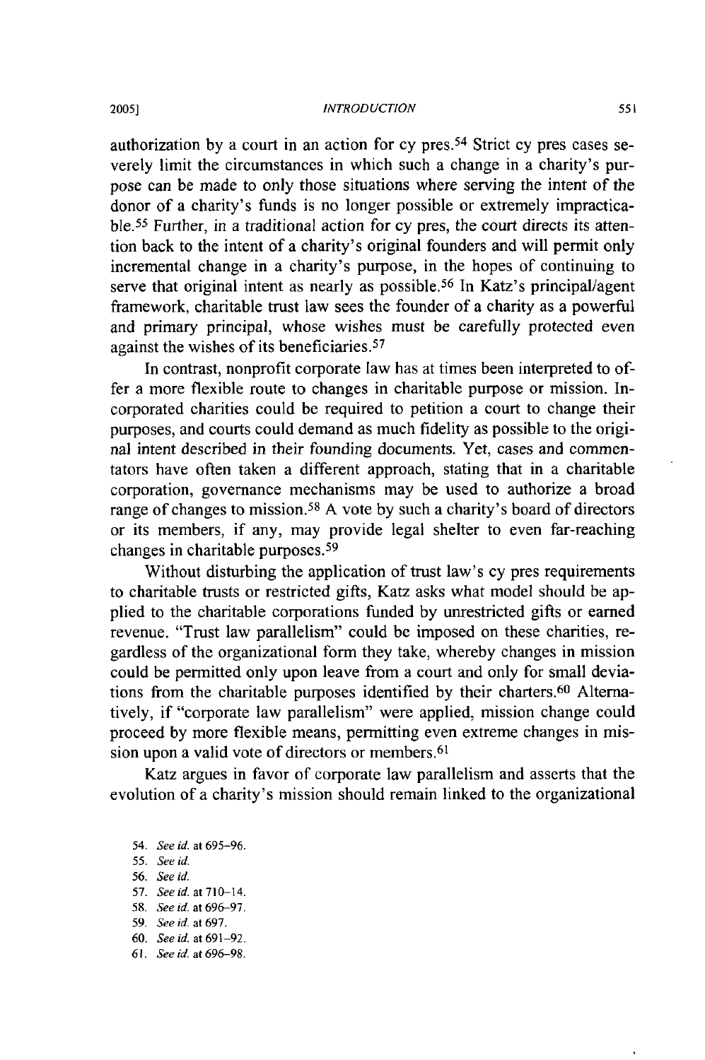authorization by a court in an action for cy pres.[54] Strict cy pres cases severely limit the circumstances in which such a change in a charity's purpose can be made to only those situations where serving the intent of the donor of a charity's funds is no longer possible or extremely impracticable.[55] Further, in a traditional action for cy pres, the court directs its attention back to the intent of a charity's original founders and will permit only incremental change in a charity's purpose, in the hopes of continuing to serve that original intent as nearly as possible.[56] In Katz's principal/agent framework, charitable trust law sees the founder of a charity as a powerful and primary principal, whose wishes must be carefully protected even against the wishes of its beneficiaries.[57]

In contrast, nonprofit corporate law has at times been interpreted to offer a more flexible route to changes in charitable purpose or mission. Incorporated charities could be required to petition a court to change their purposes, and courts could demand as much fidelity as possible to the original intent described in their founding documents. Yet, cases and commentators have often taken a different approach, stating that in a charitable corporation, governance mechanisms may be used to authorize a broad range of changes to mission.[58] A vote by such a charity's board of directors or its members, if any, may provide legal shelter to even far-reaching changes in charitable purposes.[59]

Without disturbing the application of trust law's cy pres requirements to charitable trusts or restricted gifts, Katz asks what model should be applied to the charitable corporations funded by unrestricted gifts or earned revenue. "Trust law parallelism" could be imposed on these charities, regardless of the organizational form they take, whereby changes in mission could be permitted only upon leave from a court and only for small deviations from the charitable purposes identified by their charters.[60] Alternatively, if "corporate law parallelism" were applied, mission change could proceed by more flexible means, permitting even extreme changes in mission upon a valid vote of directors or members.[61]

Katz argues in favor of corporate law parallelism and asserts that the evolution of a charity's mission should remain linked to the organizational

54. *See id.* at 695–96.
55. *See id.*
56. *See id.*
57. *See id.* at 710–14.
58. *See id.* at 696–97.
59. *See id.* at 697.
60. *See id.* at 691–92.
61. *See id.* at 696–98.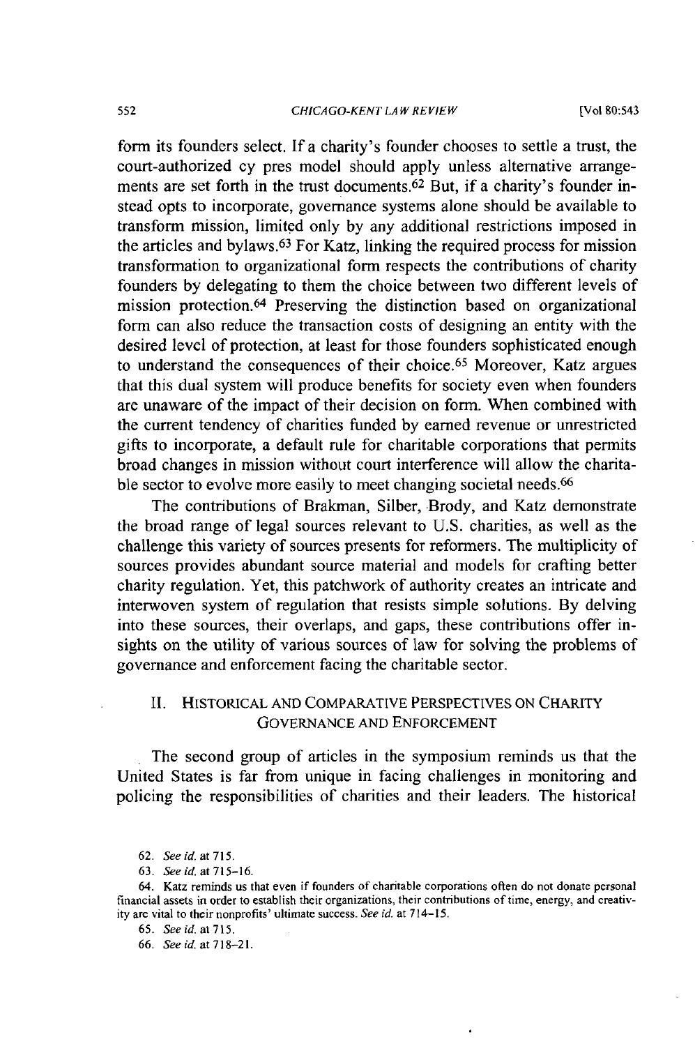form its founders select. If a charity's founder chooses to settle a trust, the court-authorized cy pres model should apply unless alternative arrangements are set forth in the trust documents.[62] But, if a charity's founder instead opts to incorporate, governance systems alone should be available to transform mission, limited only by any additional restrictions imposed in the articles and bylaws.[63] For Katz, linking the required process for mission transformation to organizational form respects the contributions of charity founders by delegating to them the choice between two different levels of mission protection.[64] Preserving the distinction based on organizational form can also reduce the transaction costs of designing an entity with the desired level of protection, at least for those founders sophisticated enough to understand the consequences of their choice.[65] Moreover, Katz argues that this dual system will produce benefits for society even when founders are unaware of the impact of their decision on form. When combined with the current tendency of charities funded by earned revenue or unrestricted gifts to incorporate, a default rule for charitable corporations that permits broad changes in mission without court interference will allow the charitable sector to evolve more easily to meet changing societal needs.[66]

The contributions of Brakman, Silber, Brody, and Katz demonstrate the broad range of legal sources relevant to U.S. charities, as well as the challenge this variety of sources presents for reformers. The multiplicity of sources provides abundant source material and models for crafting better charity regulation. Yet, this patchwork of authority creates an intricate and interwoven system of regulation that resists simple solutions. By delving into these sources, their overlaps, and gaps, these contributions offer insights on the utility of various sources of law for solving the problems of governance and enforcement facing the charitable sector.

## II. HISTORICAL AND COMPARATIVE PERSPECTIVES ON CHARITY GOVERNANCE AND ENFORCEMENT

The second group of articles in the symposium reminds us that the United States is far from unique in facing challenges in monitoring and policing the responsibilities of charities and their leaders. The historical

62. *See id.* at 715.

63. *See id.* at 715–16.

64. Katz reminds us that even if founders of charitable corporations often do not donate personal financial assets in order to establish their organizations, their contributions of time, energy, and creativity are vital to their nonprofits' ultimate success. *See id.* at 714–15.

65. *See id.* at 715.

66. *See id.* at 718–21.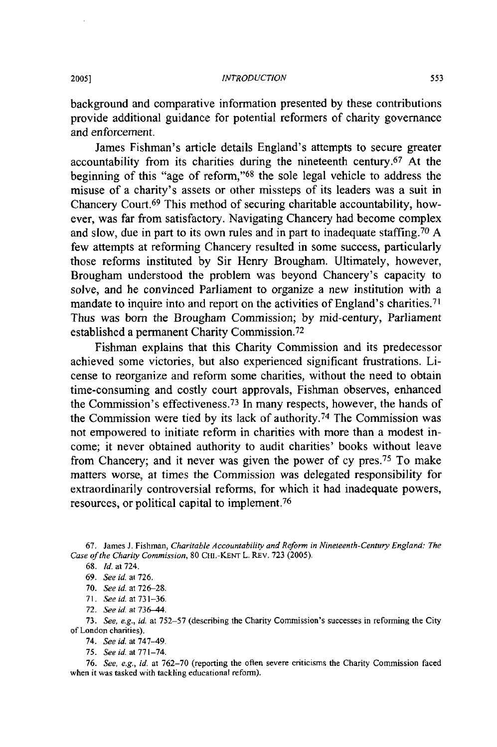background and comparative information presented by these contributions provide additional guidance for potential reformers of charity governance and enforcement.

James Fishman's article details England's attempts to secure greater accountability from its charities during the nineteenth century.[67] At the beginning of this "age of reform,"[68] the sole legal vehicle to address the misuse of a charity's assets or other missteps of its leaders was a suit in Chancery Court.[69] This method of securing charitable accountability, however, was far from satisfactory. Navigating Chancery had become complex and slow, due in part to its own rules and in part to inadequate staffing.[70] A few attempts at reforming Chancery resulted in some success, particularly those reforms instituted by Sir Henry Brougham. Ultimately, however, Brougham understood the problem was beyond Chancery's capacity to solve, and he convinced Parliament to organize a new institution with a mandate to inquire into and report on the activities of England's charities.[71] Thus was born the Brougham Commission; by mid-century, Parliament established a permanent Charity Commission.[72]

Fishman explains that this Charity Commission and its predecessor achieved some victories, but also experienced significant frustrations. License to reorganize and reform some charities, without the need to obtain time-consuming and costly court approvals, Fishman observes, enhanced the Commission's effectiveness.[73] In many respects, however, the hands of the Commission were tied by its lack of authority.[74] The Commission was not empowered to initiate reform in charities with more than a modest income; it never obtained authority to audit charities' books without leave from Chancery; and it never was given the power of cy pres.[75] To make matters worse, at times the Commission was delegated responsibility for extraordinarily controversial reforms, for which it had inadequate powers, resources, or political capital to implement.[76]

---

67. James J. Fishman, *Charitable Accountability and Reform in Nineteenth-Century England: The Case of the Charity Commission*, 80 CHI.-KENT L. REV. 723 (2005).

68. *Id.* at 724.

69. *See id.* at 726.

70. *See id.* at 726–28.

71. *See id.* at 731–36.

72. *See id.* at 736–44.

73. *See, e.g., id.* at 752–57 (describing the Charity Commission's successes in reforming the City of London charities).

74. *See id.* at 747–49.

75. *See id.* at 771–74.

76. *See, e.g., id.* at 762–70 (reporting the often severe criticisms the Charity Commission faced when it was tasked with tackling educational reform).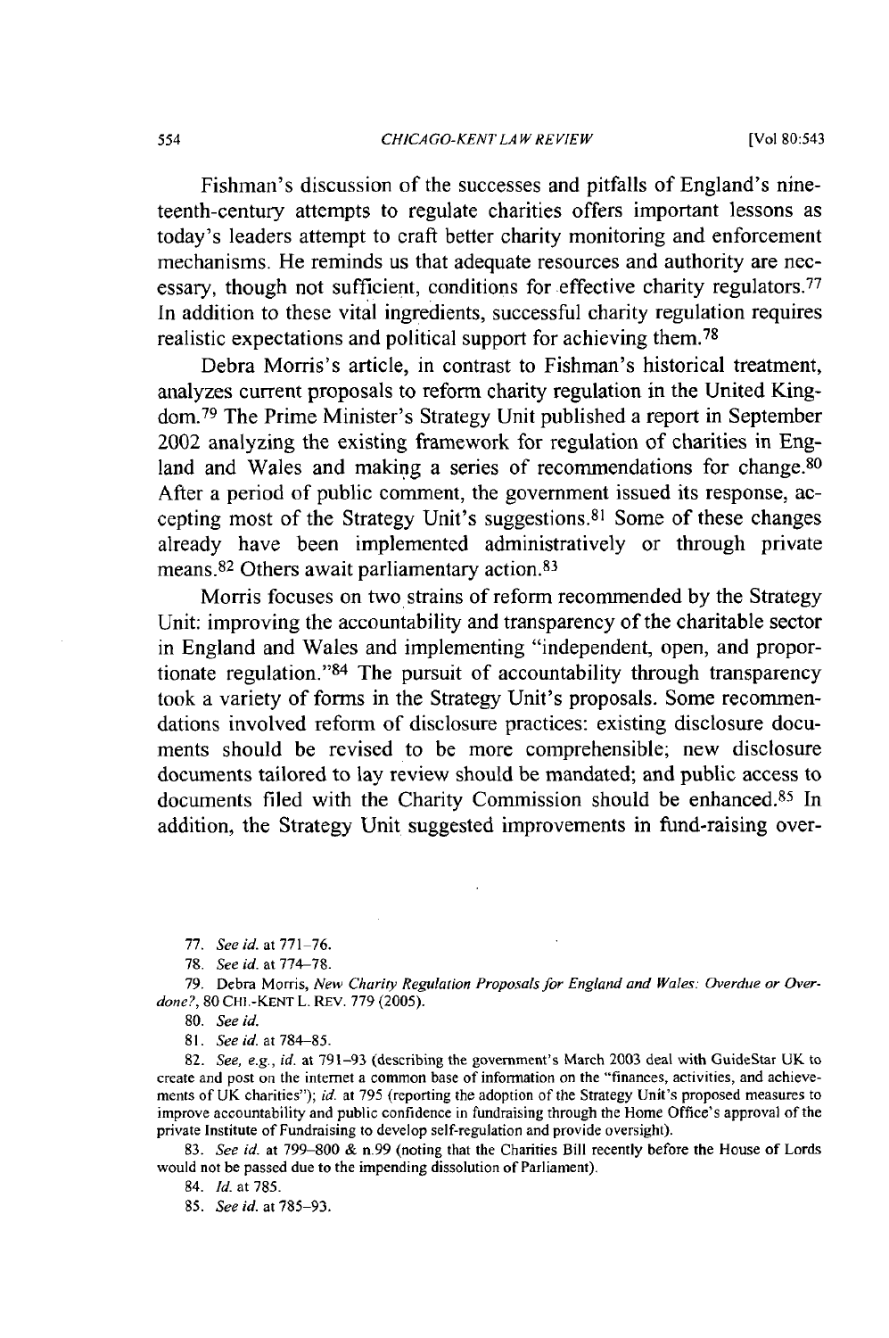Fishman's discussion of the successes and pitfalls of England's nineteenth-century attempts to regulate charities offers important lessons as today's leaders attempt to craft better charity monitoring and enforcement mechanisms. He reminds us that adequate resources and authority are necessary, though not sufficient, conditions for effective charity regulators.[77] In addition to these vital ingredients, successful charity regulation requires realistic expectations and political support for achieving them.[78]

Debra Morris's article, in contrast to Fishman's historical treatment, analyzes current proposals to reform charity regulation in the United Kingdom.[79] The Prime Minister's Strategy Unit published a report in September 2002 analyzing the existing framework for regulation of charities in England and Wales and making a series of recommendations for change.[80] After a period of public comment, the government issued its response, accepting most of the Strategy Unit's suggestions.[81] Some of these changes already have been implemented administratively or through private means.[82] Others await parliamentary action.[83]

Morris focuses on two strains of reform recommended by the Strategy Unit: improving the accountability and transparency of the charitable sector in England and Wales and implementing "independent, open, and proportionate regulation."[84] The pursuit of accountability through transparency took a variety of forms in the Strategy Unit's proposals. Some recommendations involved reform of disclosure practices: existing disclosure documents should be revised to be more comprehensible; new disclosure documents tailored to lay review should be mandated; and public access to documents filed with the Charity Commission should be enhanced.[85] In addition, the Strategy Unit suggested improvements in fund-raising over-

77. *See id.* at 771–76.

78. *See id.* at 774–78.

79. Debra Morris, *New Charity Regulation Proposals for England and Wales: Overdue or Overdone?*, 80 CHI.-KENT L. REV. 779 (2005).

80. *See id.*

81. *See id.* at 784–85.

82. *See, e.g., id.* at 791–93 (describing the government's March 2003 deal with GuideStar UK to create and post on the internet a common base of information on the "finances, activities, and achievements of UK charities"); *id.* at 795 (reporting the adoption of the Strategy Unit's proposed measures to improve accountability and public confidence in fundraising through the Home Office's approval of the private Institute of Fundraising to develop self-regulation and provide oversight).

83. *See id.* at 799–800 & n.99 (noting that the Charities Bill recently before the House of Lords would not be passed due to the impending dissolution of Parliament).

84. *Id.* at 785.

85. *See id.* at 785–93.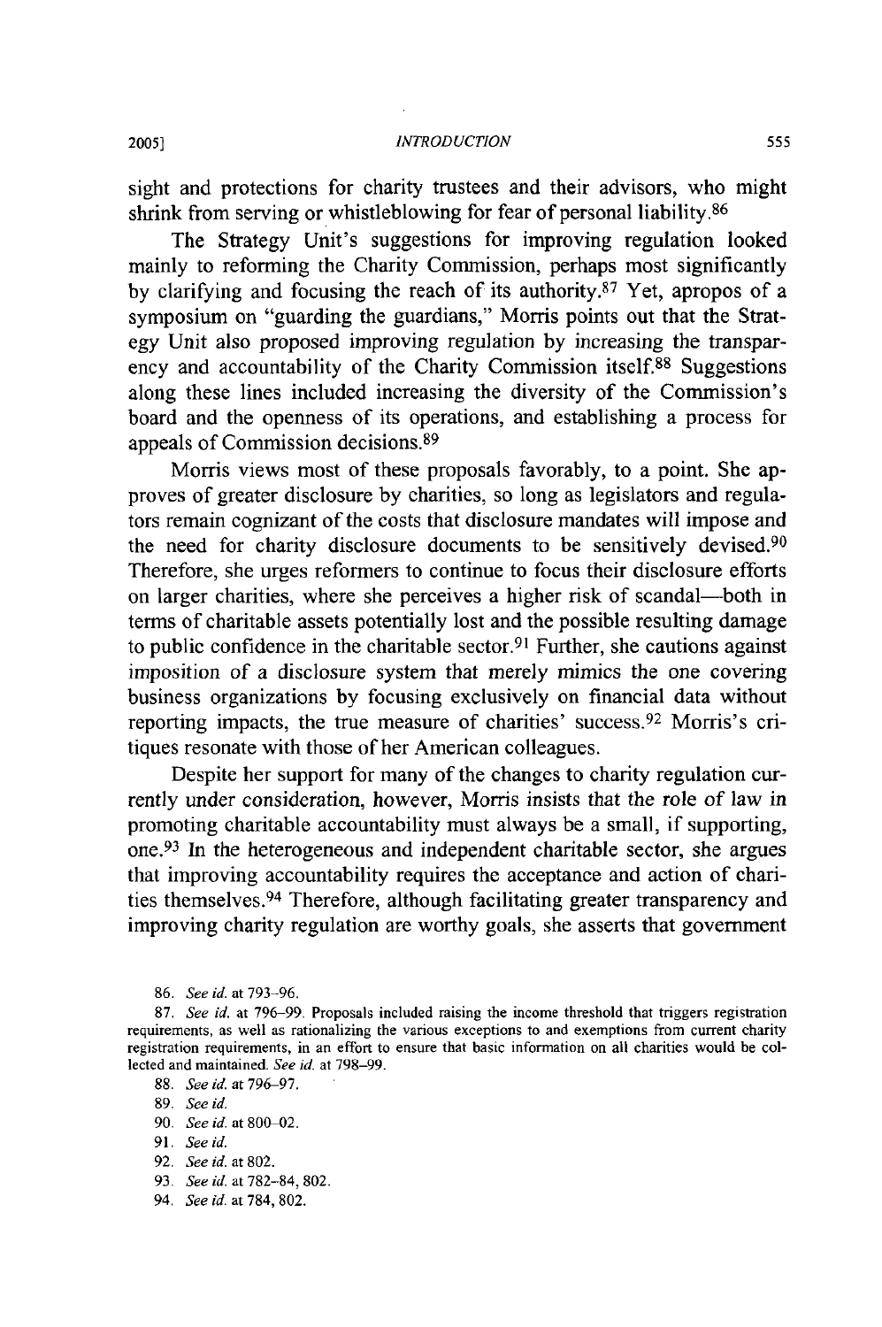sight and protections for charity trustees and their advisors, who might shrink from serving or whistleblowing for fear of personal liability.[86]

The Strategy Unit's suggestions for improving regulation looked mainly to reforming the Charity Commission, perhaps most significantly by clarifying and focusing the reach of its authority.[87] Yet, apropos of a symposium on "guarding the guardians," Morris points out that the Strategy Unit also proposed improving regulation by increasing the transparency and accountability of the Charity Commission itself.[88] Suggestions along these lines included increasing the diversity of the Commission's board and the openness of its operations, and establishing a process for appeals of Commission decisions.[89]

Morris views most of these proposals favorably, to a point. She approves of greater disclosure by charities, so long as legislators and regulators remain cognizant of the costs that disclosure mandates will impose and the need for charity disclosure documents to be sensitively devised.[90] Therefore, she urges reformers to continue to focus their disclosure efforts on larger charities, where she perceives a higher risk of scandal—both in terms of charitable assets potentially lost and the possible resulting damage to public confidence in the charitable sector.[91] Further, she cautions against imposition of a disclosure system that merely mimics the one covering business organizations by focusing exclusively on financial data without reporting impacts, the true measure of charities' success.[92] Morris's critiques resonate with those of her American colleagues.

Despite her support for many of the changes to charity regulation currently under consideration, however, Morris insists that the role of law in promoting charitable accountability must always be a small, if supporting, one.[93] In the heterogeneous and independent charitable sector, she argues that improving accountability requires the acceptance and action of charities themselves.[94] Therefore, although facilitating greater transparency and improving charity regulation are worthy goals, she asserts that government

86. *See id.* at 793–96.

87. *See id.* at 796–99. Proposals included raising the income threshold that triggers registration requirements, as well as rationalizing the various exceptions to and exemptions from current charity registration requirements, in an effort to ensure that basic information on all charities would be collected and maintained. *See id.* at 798–99.

88. *See id.* at 796–97.

89. *See id.*

90. *See id.* at 800–02.

91. *See id.*

92. *See id.* at 802.

93. *See id.* at 782–84, 802.

94. *See id.* at 784, 802.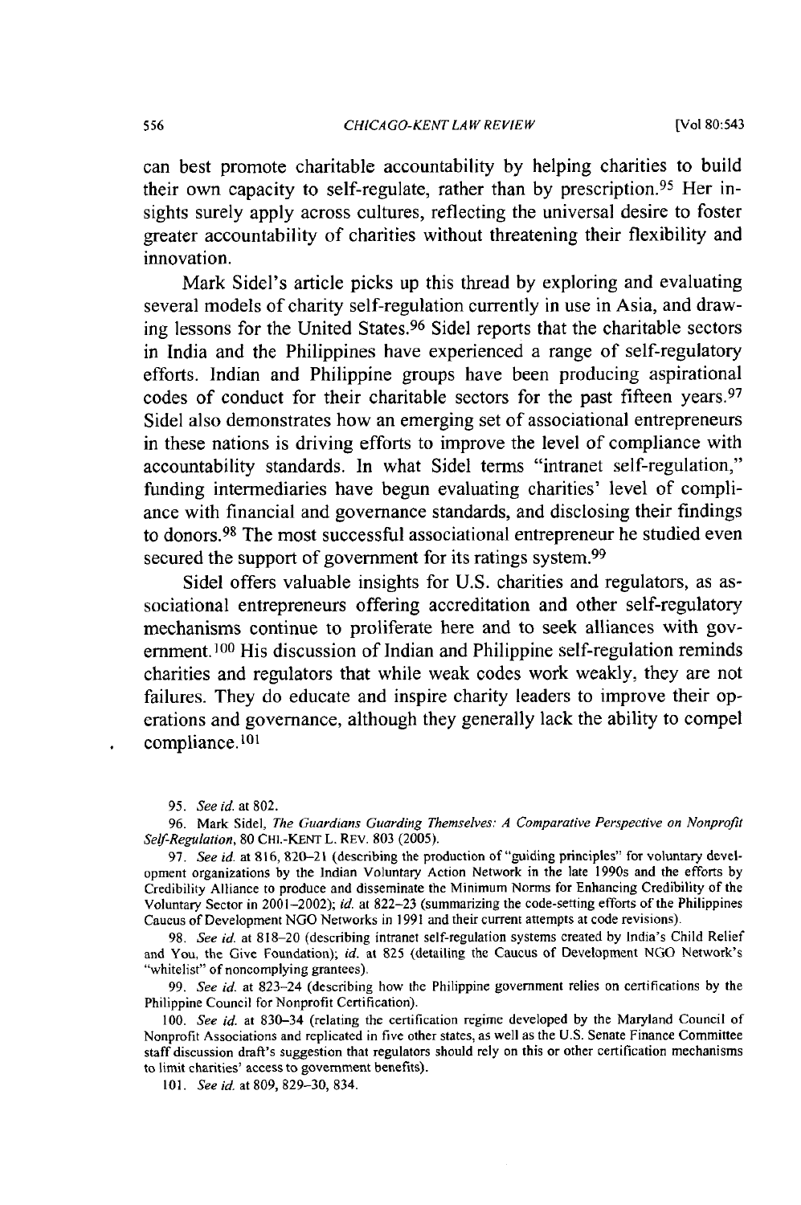can best promote charitable accountability by helping charities to build their own capacity to self-regulate, rather than by prescription.[95] Her insights surely apply across cultures, reflecting the universal desire to foster greater accountability of charities without threatening their flexibility and innovation.

Mark Sidel's article picks up this thread by exploring and evaluating several models of charity self-regulation currently in use in Asia, and drawing lessons for the United States.[96] Sidel reports that the charitable sectors in India and the Philippines have experienced a range of self-regulatory efforts. Indian and Philippine groups have been producing aspirational codes of conduct for their charitable sectors for the past fifteen years.[97] Sidel also demonstrates how an emerging set of associational entrepreneurs in these nations is driving efforts to improve the level of compliance with accountability standards. In what Sidel terms "intranet self-regulation," funding intermediaries have begun evaluating charities' level of compliance with financial and governance standards, and disclosing their findings to donors.[98] The most successful associational entrepreneur he studied even secured the support of government for its ratings system.[99]

Sidel offers valuable insights for U.S. charities and regulators, as associational entrepreneurs offering accreditation and other self-regulatory mechanisms continue to proliferate here and to seek alliances with government.[100] His discussion of Indian and Philippine self-regulation reminds charities and regulators that while weak codes work weakly, they are not failures. They do educate and inspire charity leaders to improve their operations and governance, although they generally lack the ability to compel compliance.[101]

95. *See id.* at 802.

96. Mark Sidel, *The Guardians Guarding Themselves: A Comparative Perspective on Nonprofit Self-Regulation*, 80 CHI.-KENT L. REV. 803 (2005).

97. *See id.* at 816, 820–21 (describing the production of "guiding principles" for voluntary development organizations by the Indian Voluntary Action Network in the late 1990s and the efforts by Credibility Alliance to produce and disseminate the Minimum Norms for Enhancing Credibility of the Voluntary Sector in 2001–2002); *id.* at 822–23 (summarizing the code-setting efforts of the Philippines Caucus of Development NGO Networks in 1991 and their current attempts at code revisions).

98. *See id.* at 818–20 (describing intranet self-regulation systems created by India's Child Relief and You, the Give Foundation); *id.* at 825 (detailing the Caucus of Development NGO Network's "whitelist" of noncomplying grantees).

99. *See id.* at 823–24 (describing how the Philippine government relies on certifications by the Philippine Council for Nonprofit Certification).

100. *See id.* at 830–34 (relating the certification regime developed by the Maryland Council of Nonprofit Associations and replicated in five other states, as well as the U.S. Senate Finance Committee staff discussion draft's suggestion that regulators should rely on this or other certification mechanisms to limit charities' access to government benefits).

101. *See id.* at 809, 829–30, 834.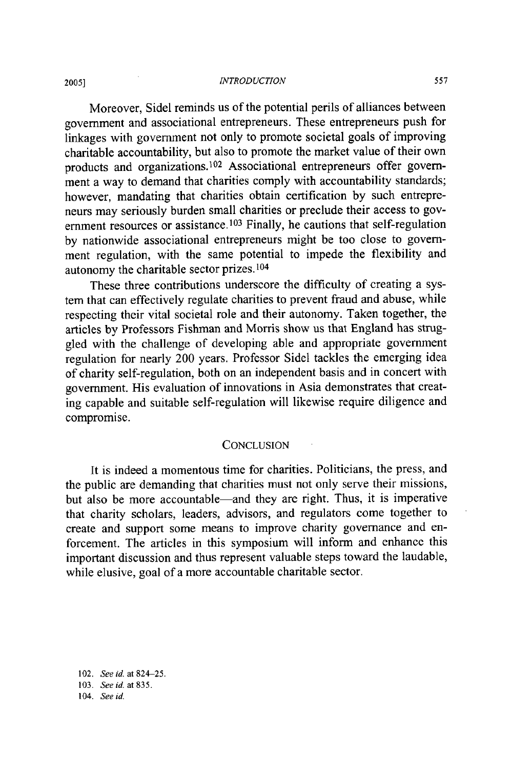Moreover, Sidel reminds us of the potential perils of alliances between government and associational entrepreneurs. These entrepreneurs push for linkages with government not only to promote societal goals of improving charitable accountability, but also to promote the market value of their own products and organizations.[102] Associational entrepreneurs offer government a way to demand that charities comply with accountability standards; however, mandating that charities obtain certification by such entrepreneurs may seriously burden small charities or preclude their access to government resources or assistance.[103] Finally, he cautions that self-regulation by nationwide associational entrepreneurs might be too close to government regulation, with the same potential to impede the flexibility and autonomy the charitable sector prizes.[104]

These three contributions underscore the difficulty of creating a system that can effectively regulate charities to prevent fraud and abuse, while respecting their vital societal role and their autonomy. Taken together, the articles by Professors Fishman and Morris show us that England has struggled with the challenge of developing able and appropriate government regulation for nearly 200 years. Professor Sidel tackles the emerging idea of charity self-regulation, both on an independent basis and in concert with government. His evaluation of innovations in Asia demonstrates that creating capable and suitable self-regulation will likewise require diligence and compromise.

## CONCLUSION

It is indeed a momentous time for charities. Politicians, the press, and the public are demanding that charities must not only serve their missions, but also be more accountable—and they are right. Thus, it is imperative that charity scholars, leaders, advisors, and regulators come together to create and support some means to improve charity governance and enforcement. The articles in this symposium will inform and enhance this important discussion and thus represent valuable steps toward the laudable, while elusive, goal of a more accountable charitable sector.

102. *See id.* at 824–25.
103. *See id.* at 835.
104. *See id.*